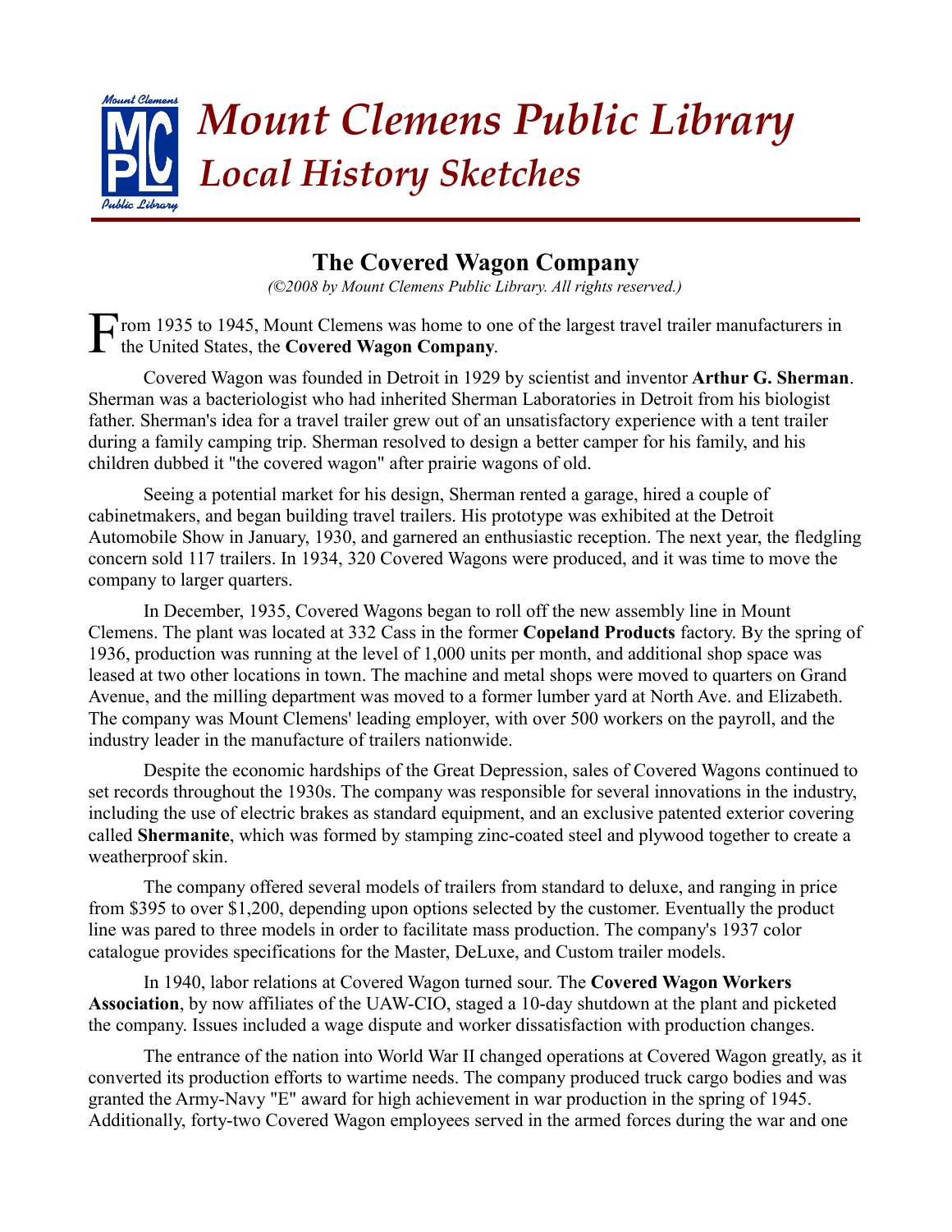# Mount Clemens Public Library
## Local History Sketches

## The Covered Wagon Company

*(©2008 by Mount Clemens Public Library. All rights reserved.)*

From 1935 to 1945, Mount Clemens was home to one of the largest travel trailer manufacturers in the United States, the **Covered Wagon Company**.

Covered Wagon was founded in Detroit in 1929 by scientist and inventor **Arthur G. Sherman**. Sherman was a bacteriologist who had inherited Sherman Laboratories in Detroit from his biologist father. Sherman's idea for a travel trailer grew out of an unsatisfactory experience with a tent trailer during a family camping trip. Sherman resolved to design a better camper for his family, and his children dubbed it "the covered wagon" after prairie wagons of old.

Seeing a potential market for his design, Sherman rented a garage, hired a couple of cabinetmakers, and began building travel trailers. His prototype was exhibited at the Detroit Automobile Show in January, 1930, and garnered an enthusiastic reception. The next year, the fledgling concern sold 117 trailers. In 1934, 320 Covered Wagons were produced, and it was time to move the company to larger quarters.

In December, 1935, Covered Wagons began to roll off the new assembly line in Mount Clemens. The plant was located at 332 Cass in the former **Copeland Products** factory. By the spring of 1936, production was running at the level of 1,000 units per month, and additional shop space was leased at two other locations in town. The machine and metal shops were moved to quarters on Grand Avenue, and the milling department was moved to a former lumber yard at North Ave. and Elizabeth. The company was Mount Clemens' leading employer, with over 500 workers on the payroll, and the industry leader in the manufacture of trailers nationwide.

Despite the economic hardships of the Great Depression, sales of Covered Wagons continued to set records throughout the 1930s. The company was responsible for several innovations in the industry, including the use of electric brakes as standard equipment, and an exclusive patented exterior covering called **Shermanite**, which was formed by stamping zinc-coated steel and plywood together to create a weatherproof skin.

The company offered several models of trailers from standard to deluxe, and ranging in price from $395 to over $1,200, depending upon options selected by the customer. Eventually the product line was pared to three models in order to facilitate mass production. The company's 1937 color catalogue provides specifications for the Master, DeLuxe, and Custom trailer models.

In 1940, labor relations at Covered Wagon turned sour. The **Covered Wagon Workers Association**, by now affiliates of the UAW-CIO, staged a 10-day shutdown at the plant and picketed the company. Issues included a wage dispute and worker dissatisfaction with production changes.

The entrance of the nation into World War II changed operations at Covered Wagon greatly, as it converted its production efforts to wartime needs. The company produced truck cargo bodies and was granted the Army-Navy "E" award for high achievement in war production in the spring of 1945. Additionally, forty-two Covered Wagon employees served in the armed forces during the war and one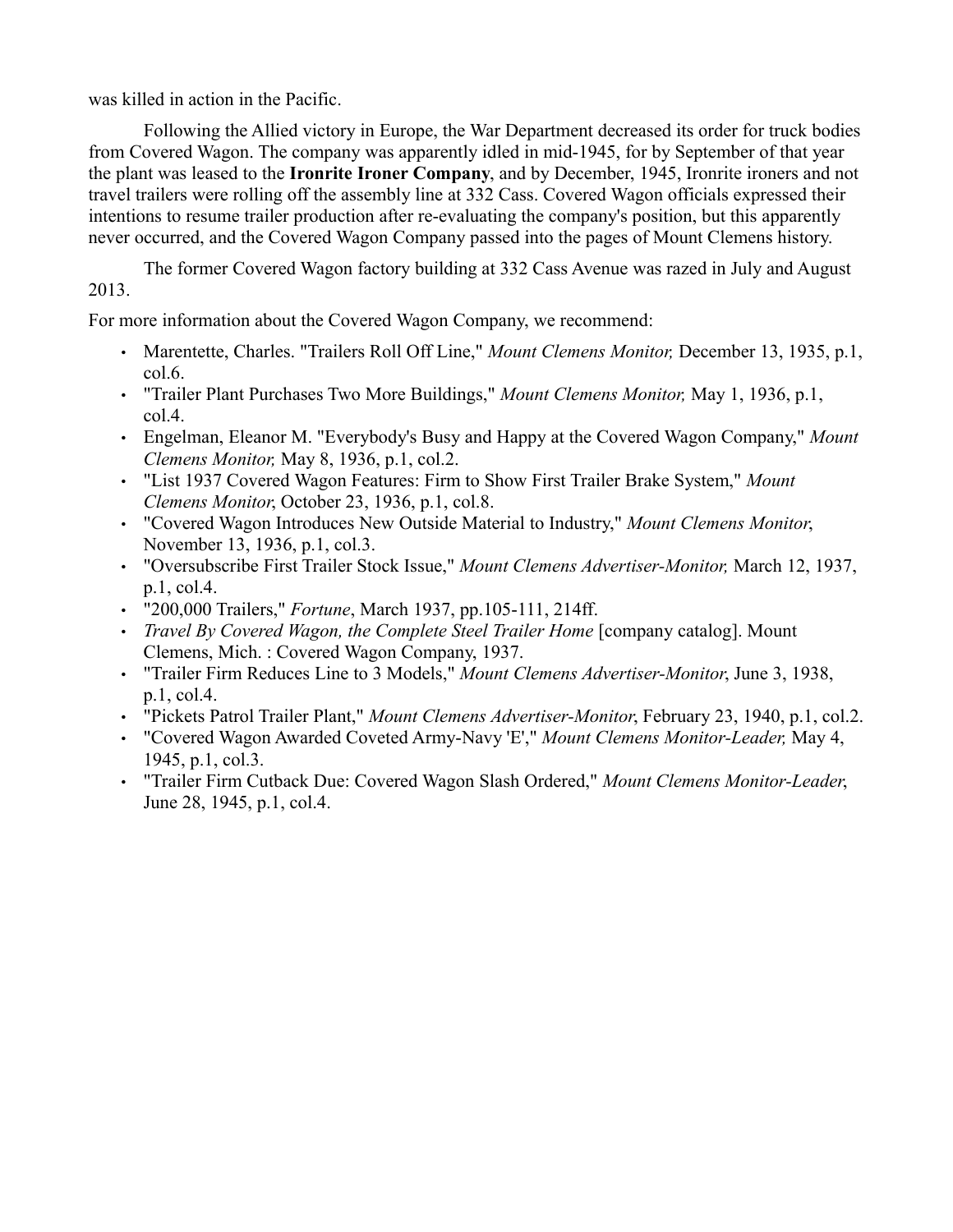was killed in action in the Pacific.

Following the Allied victory in Europe, the War Department decreased its order for truck bodies from Covered Wagon. The company was apparently idled in mid-1945, for by September of that year the plant was leased to the **Ironrite Ironer Company**, and by December, 1945, Ironrite ironers and not travel trailers were rolling off the assembly line at 332 Cass. Covered Wagon officials expressed their intentions to resume trailer production after re-evaluating the company's position, but this apparently never occurred, and the Covered Wagon Company passed into the pages of Mount Clemens history.

The former Covered Wagon factory building at 332 Cass Avenue was razed in July and August 2013.

For more information about the Covered Wagon Company, we recommend:

- Marentette, Charles. "Trailers Roll Off Line," *Mount Clemens Monitor,* December 13, 1935, p.1, col.6.
- "Trailer Plant Purchases Two More Buildings," *Mount Clemens Monitor,* May 1, 1936, p.1, col.4.
- Engelman, Eleanor M. "Everybody's Busy and Happy at the Covered Wagon Company," *Mount Clemens Monitor,* May 8, 1936, p.1, col.2.
- "List 1937 Covered Wagon Features: Firm to Show First Trailer Brake System," *Mount Clemens Monitor*, October 23, 1936, p.1, col.8.
- "Covered Wagon Introduces New Outside Material to Industry," *Mount Clemens Monitor*, November 13, 1936, p.1, col.3.
- "Oversubscribe First Trailer Stock Issue," *Mount Clemens Advertiser-Monitor,* March 12, 1937, p.1, col.4.
- "200,000 Trailers," *Fortune*, March 1937, pp.105-111, 214ff.
- *Travel By Covered Wagon, the Complete Steel Trailer Home* [company catalog]. Mount Clemens, Mich. : Covered Wagon Company, 1937.
- "Trailer Firm Reduces Line to 3 Models," *Mount Clemens Advertiser-Monitor*, June 3, 1938, p.1, col.4.
- "Pickets Patrol Trailer Plant," *Mount Clemens Advertiser-Monitor*, February 23, 1940, p.1, col.2.
- "Covered Wagon Awarded Coveted Army-Navy 'E'," *Mount Clemens Monitor-Leader,* May 4, 1945, p.1, col.3.
- "Trailer Firm Cutback Due: Covered Wagon Slash Ordered," *Mount Clemens Monitor-Leader*, June 28, 1945, p.1, col.4.